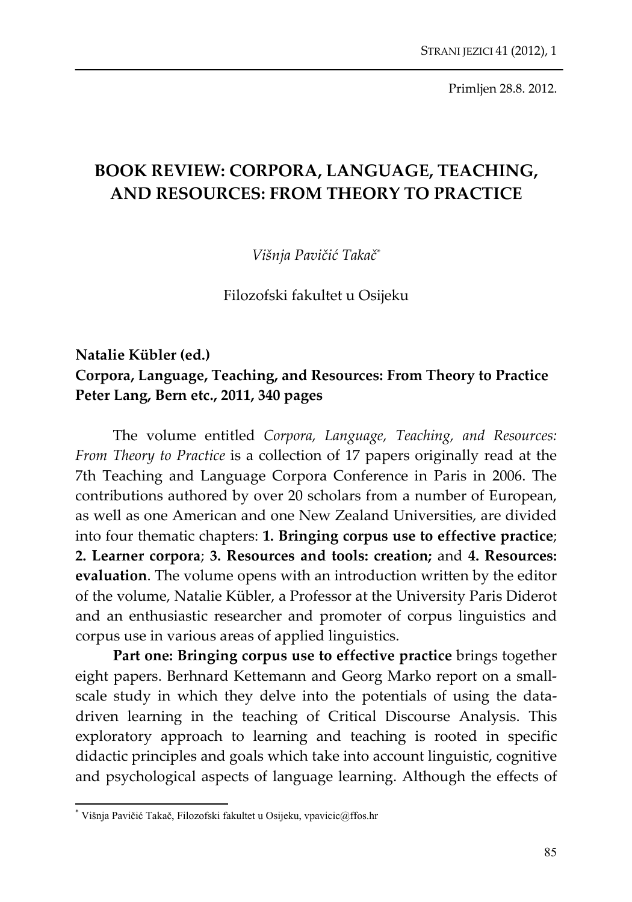Primljen 28.8. 2012.

# BOOK REVIEW: CORPORA, LANGUAGE, TEACHING, AND RESOURCES: FROM THEORY TO PRACTICE

*Višnja Pavičić Takač*[*]

Filozofski fakultet u Osijeku

**Natalie Kübler (ed.)**
**Corpora, Language, Teaching, and Resources: From Theory to Practice**
**Peter Lang, Bern etc., 2011, 340 pages**

The volume entitled *Corpora, Language, Teaching, and Resources: From Theory to Practice* is a collection of 17 papers originally read at the 7th Teaching and Language Corpora Conference in Paris in 2006. The contributions authored by over 20 scholars from a number of European, as well as one American and one New Zealand Universities, are divided into four thematic chapters: **1. Bringing corpus use to effective practice**; **2. Learner corpora**; **3. Resources and tools: creation;** and **4. Resources: evaluation**. The volume opens with an introduction written by the editor of the volume, Natalie Kübler, a Professor at the University Paris Diderot and an enthusiastic researcher and promoter of corpus linguistics and corpus use in various areas of applied linguistics.

**Part one: Bringing corpus use to effective practice** brings together eight papers. Berhnard Kettemann and Georg Marko report on a small-scale study in which they delve into the potentials of using the data-driven learning in the teaching of Critical Discourse Analysis. This exploratory approach to learning and teaching is rooted in specific didactic principles and goals which take into account linguistic, cognitive and psychological aspects of language learning. Although the effects of

[*] Višnja Pavičić Takač, Filozofski fakultet u Osijeku, vpavicic@ffos.hr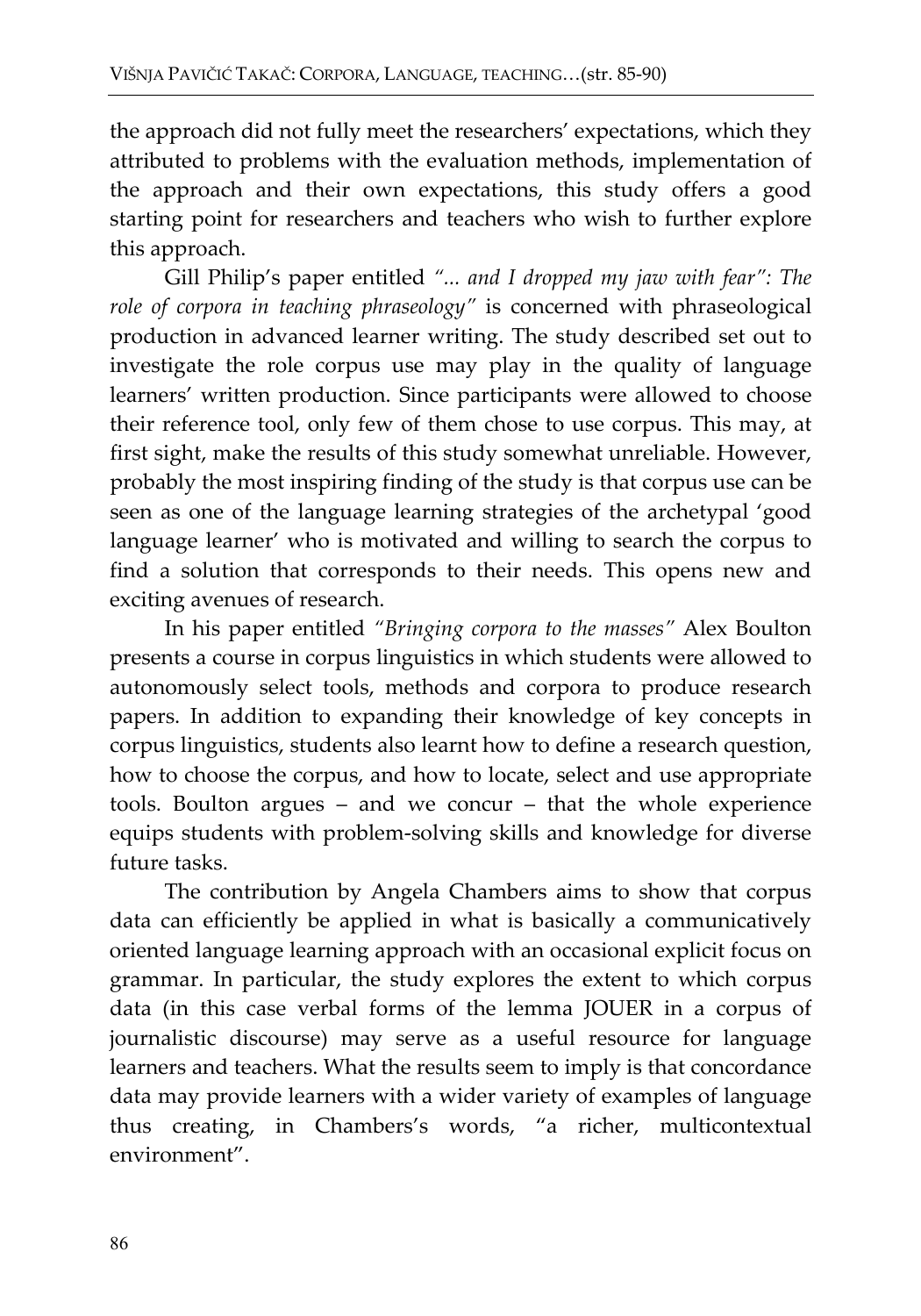the approach did not fully meet the researchers' expectations, which they attributed to problems with the evaluation methods, implementation of the approach and their own expectations, this study offers a good starting point for researchers and teachers who wish to further explore this approach.

Gill Philip's paper entitled *"... and I dropped my jaw with fear": The role of corpora in teaching phraseology"* is concerned with phraseological production in advanced learner writing. The study described set out to investigate the role corpus use may play in the quality of language learners' written production. Since participants were allowed to choose their reference tool, only few of them chose to use corpus. This may, at first sight, make the results of this study somewhat unreliable. However, probably the most inspiring finding of the study is that corpus use can be seen as one of the language learning strategies of the archetypal 'good language learner' who is motivated and willing to search the corpus to find a solution that corresponds to their needs. This opens new and exciting avenues of research.

In his paper entitled *"Bringing corpora to the masses"* Alex Boulton presents a course in corpus linguistics in which students were allowed to autonomously select tools, methods and corpora to produce research papers. In addition to expanding their knowledge of key concepts in corpus linguistics, students also learnt how to define a research question, how to choose the corpus, and how to locate, select and use appropriate tools. Boulton argues – and we concur – that the whole experience equips students with problem-solving skills and knowledge for diverse future tasks.

The contribution by Angela Chambers aims to show that corpus data can efficiently be applied in what is basically a communicatively oriented language learning approach with an occasional explicit focus on grammar. In particular, the study explores the extent to which corpus data (in this case verbal forms of the lemma JOUER in a corpus of journalistic discourse) may serve as a useful resource for language learners and teachers. What the results seem to imply is that concordance data may provide learners with a wider variety of examples of language thus creating, in Chambers's words, "a richer, multicontextual environment".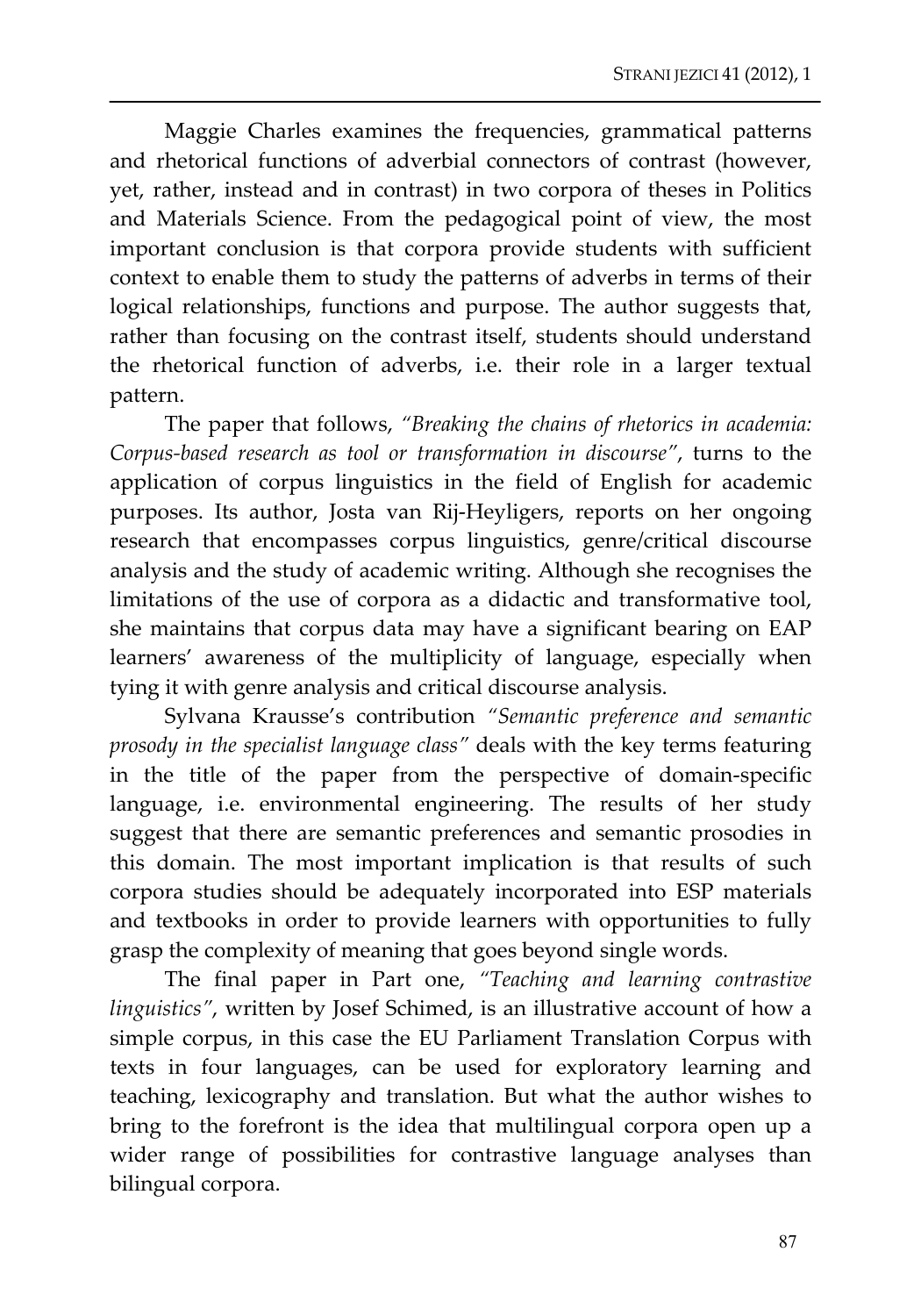Maggie Charles examines the frequencies, grammatical patterns and rhetorical functions of adverbial connectors of contrast (however, yet, rather, instead and in contrast) in two corpora of theses in Politics and Materials Science. From the pedagogical point of view, the most important conclusion is that corpora provide students with sufficient context to enable them to study the patterns of adverbs in terms of their logical relationships, functions and purpose. The author suggests that, rather than focusing on the contrast itself, students should understand the rhetorical function of adverbs, i.e. their role in a larger textual pattern.

The paper that follows, *"Breaking the chains of rhetorics in academia: Corpus-based research as tool or transformation in discourse"*, turns to the application of corpus linguistics in the field of English for academic purposes. Its author, Josta van Rij-Heyligers, reports on her ongoing research that encompasses corpus linguistics, genre/critical discourse analysis and the study of academic writing. Although she recognises the limitations of the use of corpora as a didactic and transformative tool, she maintains that corpus data may have a significant bearing on EAP learners' awareness of the multiplicity of language, especially when tying it with genre analysis and critical discourse analysis.

Sylvana Krausse's contribution *"Semantic preference and semantic prosody in the specialist language class"* deals with the key terms featuring in the title of the paper from the perspective of domain-specific language, i.e. environmental engineering. The results of her study suggest that there are semantic preferences and semantic prosodies in this domain. The most important implication is that results of such corpora studies should be adequately incorporated into ESP materials and textbooks in order to provide learners with opportunities to fully grasp the complexity of meaning that goes beyond single words.

The final paper in Part one, *"Teaching and learning contrastive linguistics"*, written by Josef Schimed, is an illustrative account of how a simple corpus, in this case the EU Parliament Translation Corpus with texts in four languages, can be used for exploratory learning and teaching, lexicography and translation. But what the author wishes to bring to the forefront is the idea that multilingual corpora open up a wider range of possibilities for contrastive language analyses than bilingual corpora.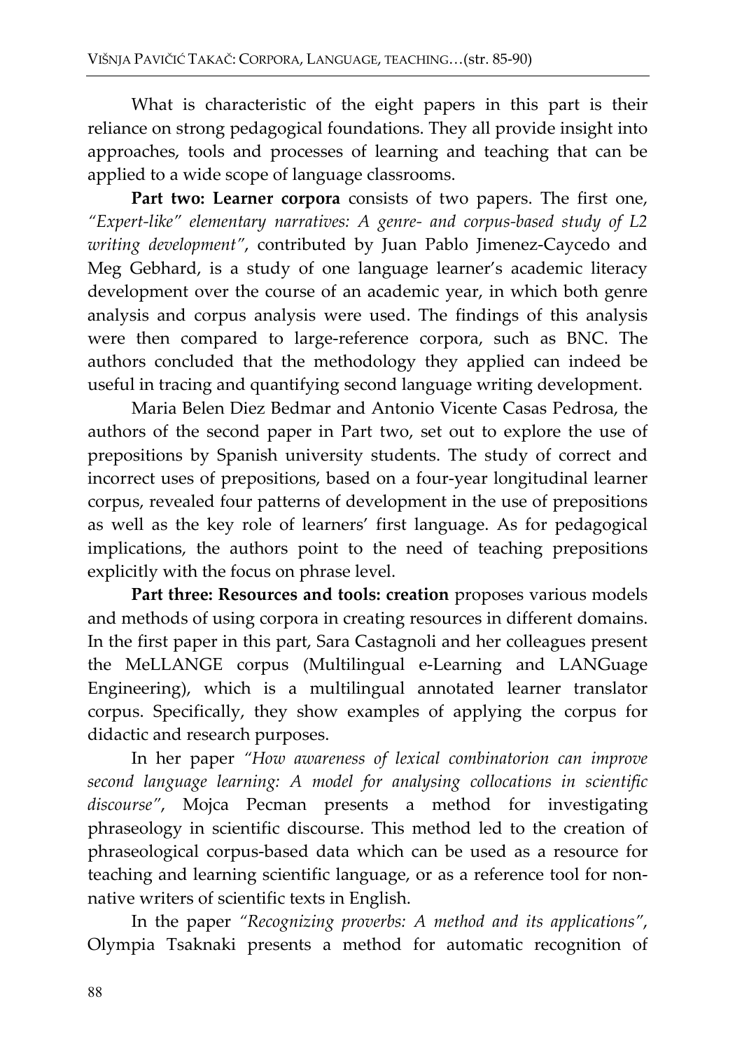What is characteristic of the eight papers in this part is their reliance on strong pedagogical foundations. They all provide insight into approaches, tools and processes of learning and teaching that can be applied to a wide scope of language classrooms.

**Part two: Learner corpora** consists of two papers. The first one, *"Expert-like" elementary narratives: A genre- and corpus-based study of L2 writing development"*, contributed by Juan Pablo Jimenez-Caycedo and Meg Gebhard, is a study of one language learner's academic literacy development over the course of an academic year, in which both genre analysis and corpus analysis were used. The findings of this analysis were then compared to large-reference corpora, such as BNC. The authors concluded that the methodology they applied can indeed be useful in tracing and quantifying second language writing development.

Maria Belen Diez Bedmar and Antonio Vicente Casas Pedrosa, the authors of the second paper in Part two, set out to explore the use of prepositions by Spanish university students. The study of correct and incorrect uses of prepositions, based on a four-year longitudinal learner corpus, revealed four patterns of development in the use of prepositions as well as the key role of learners' first language. As for pedagogical implications, the authors point to the need of teaching prepositions explicitly with the focus on phrase level.

**Part three: Resources and tools: creation** proposes various models and methods of using corpora in creating resources in different domains. In the first paper in this part, Sara Castagnoli and her colleagues present the MeLLANGE corpus (Multilingual e-Learning and LANGuage Engineering), which is a multilingual annotated learner translator corpus. Specifically, they show examples of applying the corpus for didactic and research purposes.

In her paper *"How awareness of lexical combinatorion can improve second language learning: A model for analysing collocations in scientific discourse"*, Mojca Pecman presents a method for investigating phraseology in scientific discourse. This method led to the creation of phraseological corpus-based data which can be used as a resource for teaching and learning scientific language, or as a reference tool for non-native writers of scientific texts in English.

In the paper *"Recognizing proverbs: A method and its applications"*, Olympia Tsaknaki presents a method for automatic recognition of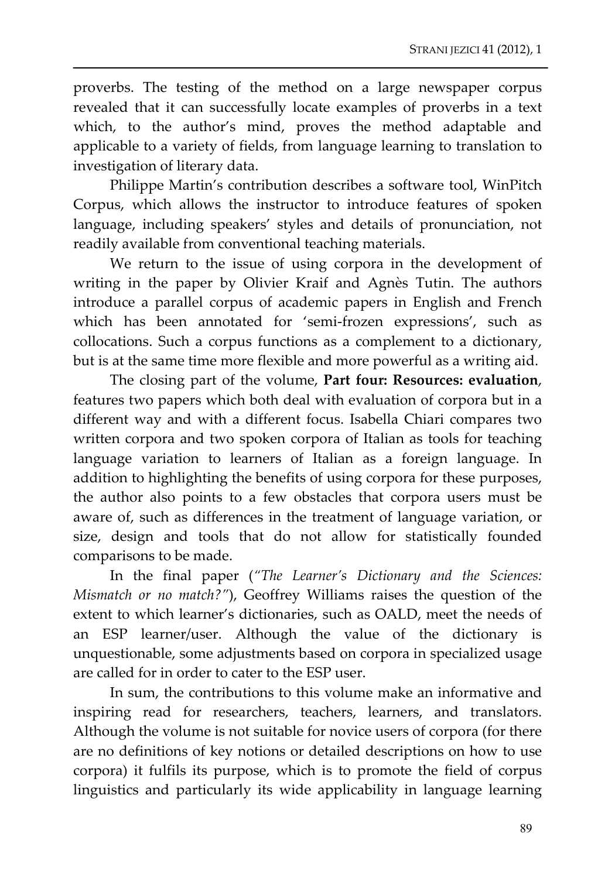proverbs. The testing of the method on a large newspaper corpus revealed that it can successfully locate examples of proverbs in a text which, to the author's mind, proves the method adaptable and applicable to a variety of fields, from language learning to translation to investigation of literary data.

Philippe Martin's contribution describes a software tool, WinPitch Corpus, which allows the instructor to introduce features of spoken language, including speakers' styles and details of pronunciation, not readily available from conventional teaching materials.

We return to the issue of using corpora in the development of writing in the paper by Olivier Kraif and Agnès Tutin. The authors introduce a parallel corpus of academic papers in English and French which has been annotated for 'semi-frozen expressions', such as collocations. Such a corpus functions as a complement to a dictionary, but is at the same time more flexible and more powerful as a writing aid.

The closing part of the volume, **Part four: Resources: evaluation**, features two papers which both deal with evaluation of corpora but in a different way and with a different focus. Isabella Chiari compares two written corpora and two spoken corpora of Italian as tools for teaching language variation to learners of Italian as a foreign language. In addition to highlighting the benefits of using corpora for these purposes, the author also points to a few obstacles that corpora users must be aware of, such as differences in the treatment of language variation, or size, design and tools that do not allow for statistically founded comparisons to be made.

In the final paper (*"The Learner's Dictionary and the Sciences: Mismatch or no match?"*), Geoffrey Williams raises the question of the extent to which learner's dictionaries, such as OALD, meet the needs of an ESP learner/user. Although the value of the dictionary is unquestionable, some adjustments based on corpora in specialized usage are called for in order to cater to the ESP user.

In sum, the contributions to this volume make an informative and inspiring read for researchers, teachers, learners, and translators. Although the volume is not suitable for novice users of corpora (for there are no definitions of key notions or detailed descriptions on how to use corpora) it fulfils its purpose, which is to promote the field of corpus linguistics and particularly its wide applicability in language learning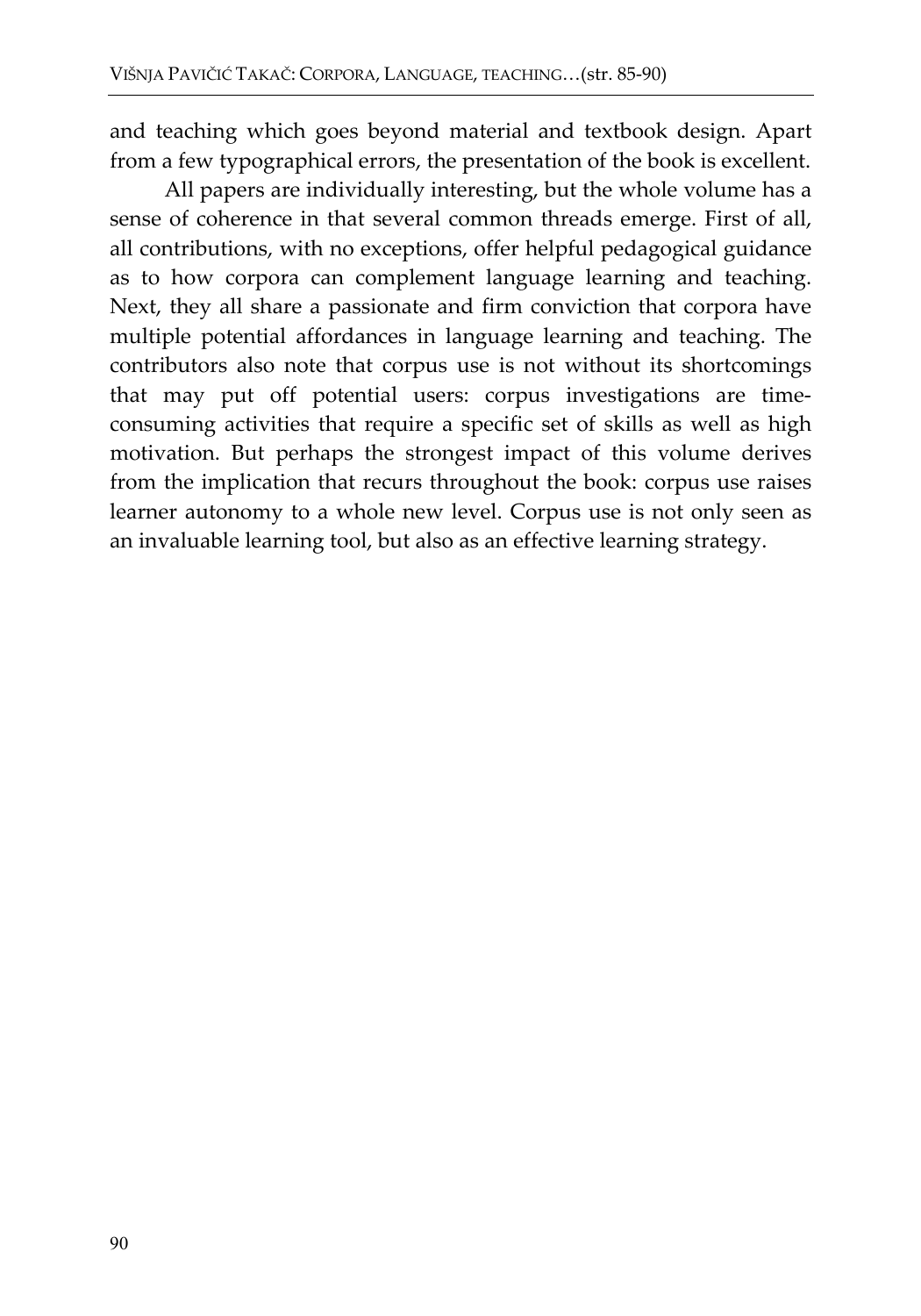and teaching which goes beyond material and textbook design. Apart from a few typographical errors, the presentation of the book is excellent.

All papers are individually interesting, but the whole volume has a sense of coherence in that several common threads emerge. First of all, all contributions, with no exceptions, offer helpful pedagogical guidance as to how corpora can complement language learning and teaching. Next, they all share a passionate and firm conviction that corpora have multiple potential affordances in language learning and teaching. The contributors also note that corpus use is not without its shortcomings that may put off potential users: corpus investigations are time-consuming activities that require a specific set of skills as well as high motivation. But perhaps the strongest impact of this volume derives from the implication that recurs throughout the book: corpus use raises learner autonomy to a whole new level. Corpus use is not only seen as an invaluable learning tool, but also as an effective learning strategy.